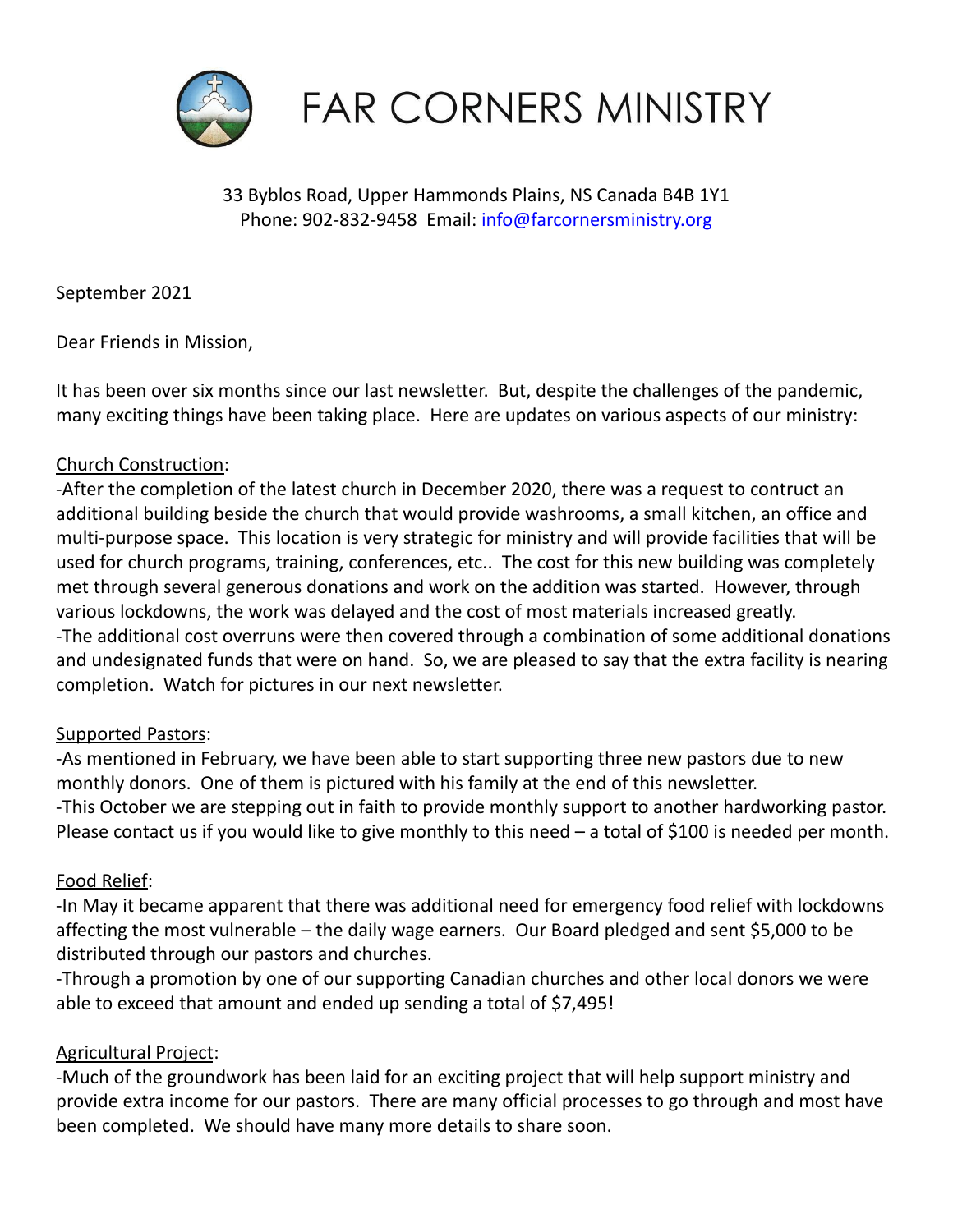# FAR CORNERS MINISTRY

33 Byblos Road, Upper Hammonds Plains, NS Canada B4B 1Y1
Phone: 902-832-9458 Email: info@farcornersministry.org

September 2021

Dear Friends in Mission,

It has been over six months since our last newsletter. But, despite the challenges of the pandemic, many exciting things have been taking place. Here are updates on various aspects of our ministry:

<u>Church Construction</u>:

-After the completion of the latest church in December 2020, there was a request to contruct an additional building beside the church that would provide washrooms, a small kitchen, an office and multi-purpose space. This location is very strategic for ministry and will provide facilities that will be used for church programs, training, conferences, etc.. The cost for this new building was completely met through several generous donations and work on the addition was started. However, through various lockdowns, the work was delayed and the cost of most materials increased greatly.

-The additional cost overruns were then covered through a combination of some additional donations and undesignated funds that were on hand. So, we are pleased to say that the extra facility is nearing completion. Watch for pictures in our next newsletter.

<u>Supported Pastors</u>:

-As mentioned in February, we have been able to start supporting three new pastors due to new monthly donors. One of them is pictured with his family at the end of this newsletter.

-This October we are stepping out in faith to provide monthly support to another hardworking pastor. Please contact us if you would like to give monthly to this need – a total of $100 is needed per month.

<u>Food Relief</u>:

-In May it became apparent that there was additional need for emergency food relief with lockdowns affecting the most vulnerable – the daily wage earners. Our Board pledged and sent $5,000 to be distributed through our pastors and churches.

-Through a promotion by one of our supporting Canadian churches and other local donors we were able to exceed that amount and ended up sending a total of $7,495!

<u>Agricultural Project</u>:

-Much of the groundwork has been laid for an exciting project that will help support ministry and provide extra income for our pastors. There are many official processes to go through and most have been completed. We should have many more details to share soon.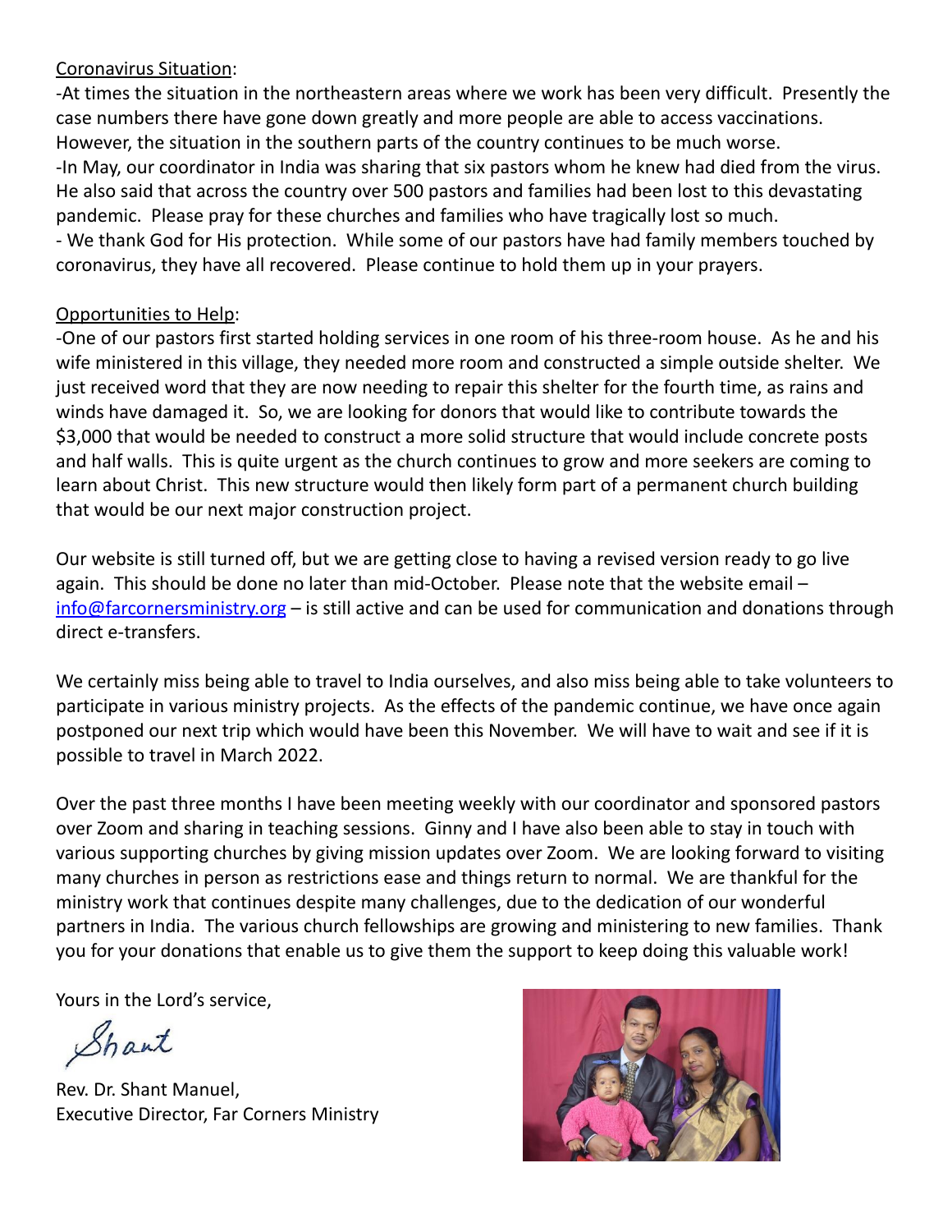Coronavirus Situation:

-At times the situation in the northeastern areas where we work has been very difficult. Presently the case numbers there have gone down greatly and more people are able to access vaccinations. However, the situation in the southern parts of the country continues to be much worse.

-In May, our coordinator in India was sharing that six pastors whom he knew had died from the virus. He also said that across the country over 500 pastors and families had been lost to this devastating pandemic. Please pray for these churches and families who have tragically lost so much.

- We thank God for His protection. While some of our pastors have had family members touched by coronavirus, they have all recovered. Please continue to hold them up in your prayers.

Opportunities to Help:

-One of our pastors first started holding services in one room of his three-room house. As he and his wife ministered in this village, they needed more room and constructed a simple outside shelter. We just received word that they are now needing to repair this shelter for the fourth time, as rains and winds have damaged it. So, we are looking for donors that would like to contribute towards the $3,000 that would be needed to construct a more solid structure that would include concrete posts and half walls. This is quite urgent as the church continues to grow and more seekers are coming to learn about Christ. This new structure would then likely form part of a permanent church building that would be our next major construction project.

Our website is still turned off, but we are getting close to having a revised version ready to go live again. This should be done no later than mid-October. Please note that the website email – info@farcornersministry.org – is still active and can be used for communication and donations through direct e-transfers.

We certainly miss being able to travel to India ourselves, and also miss being able to take volunteers to participate in various ministry projects. As the effects of the pandemic continue, we have once again postponed our next trip which would have been this November. We will have to wait and see if it is possible to travel in March 2022.

Over the past three months I have been meeting weekly with our coordinator and sponsored pastors over Zoom and sharing in teaching sessions. Ginny and I have also been able to stay in touch with various supporting churches by giving mission updates over Zoom. We are looking forward to visiting many churches in person as restrictions ease and things return to normal. We are thankful for the ministry work that continues despite many challenges, due to the dedication of our wonderful partners in India. The various church fellowships are growing and ministering to new families. Thank you for your donations that enable us to give them the support to keep doing this valuable work!

Yours in the Lord's service,

Shant

Rev. Dr. Shant Manuel,
Executive Director, Far Corners Ministry